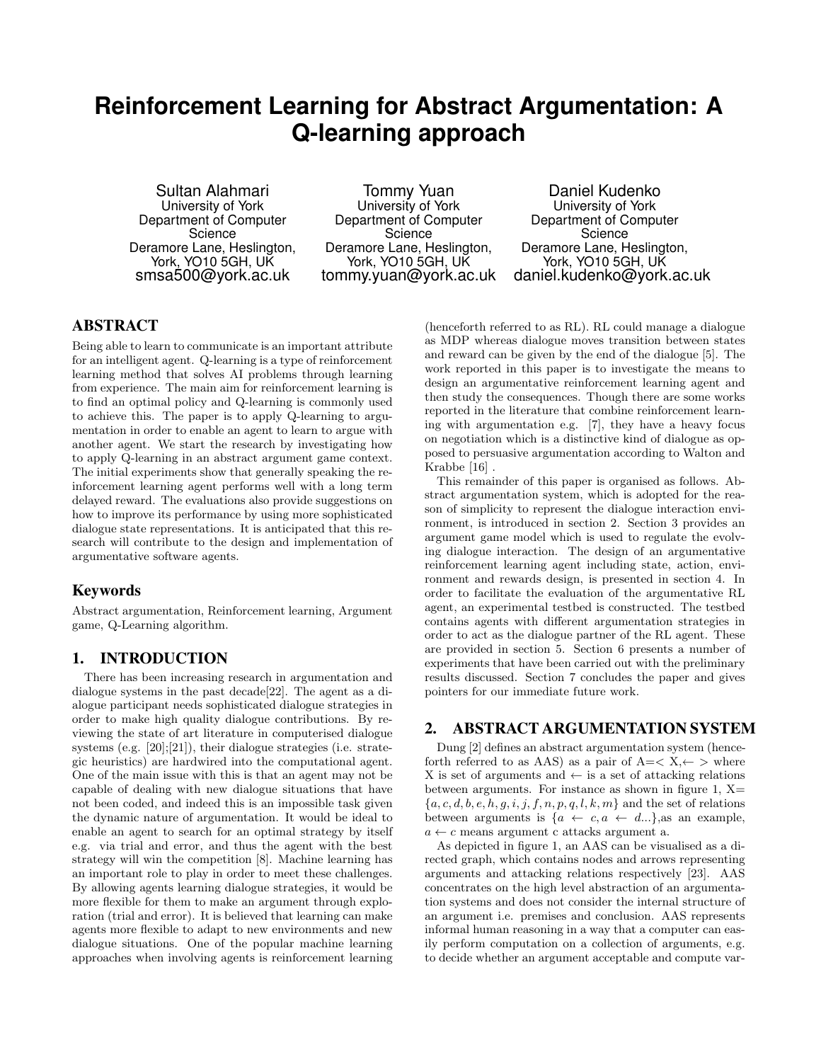# Reinforcement Learning for Abstract Argumentation: A Q-learning approach

Sultan Alahmari
University of York
Department of Computer Science
Deramore Lane, Heslington, York, YO10 5GH, UK
smsa500@york.ac.uk

Tommy Yuan
University of York
Department of Computer Science
Deramore Lane, Heslington, York, YO10 5GH, UK
tommy.yuan@york.ac.uk

Daniel Kudenko
University of York
Department of Computer Science
Deramore Lane, Heslington, York, YO10 5GH, UK
daniel.kudenko@york.ac.uk

## ABSTRACT

Being able to learn to communicate is an important attribute for an intelligent agent. Q-learning is a type of reinforcement learning method that solves AI problems through learning from experience. The main aim for reinforcement learning is to find an optimal policy and Q-learning is commonly used to achieve this. The paper is to apply Q-learning to argumentation in order to enable an agent to learn to argue with another agent. We start the research by investigating how to apply Q-learning in an abstract argument game context. The initial experiments show that generally speaking the reinforcement learning agent performs well with a long term delayed reward. The evaluations also provide suggestions on how to improve its performance by using more sophisticated dialogue state representations. It is anticipated that this research will contribute to the design and implementation of argumentative software agents.

### Keywords

Abstract argumentation, Reinforcement learning, Argument game, Q-Learning algorithm.

## 1. INTRODUCTION

There has been increasing research in argumentation and dialogue systems in the past decade[22]. The agent as a dialogue participant needs sophisticated dialogue strategies in order to make high quality dialogue contributions. By reviewing the state of art literature in computerised dialogue systems (e.g. [20];[21]), their dialogue strategies (i.e. strategic heuristics) are hardwired into the computational agent. One of the main issue with this is that an agent may not be capable of dealing with new dialogue situations that have not been coded, and indeed this is an impossible task given the dynamic nature of argumentation. It would be ideal to enable an agent to search for an optimal strategy by itself e.g. via trial and error, and thus the agent with the best strategy will win the competition [8]. Machine learning has an important role to play in order to meet these challenges. By allowing agents learning dialogue strategies, it would be more flexible for them to make an argument through exploration (trial and error). It is believed that learning can make agents more flexible to adapt to new environments and new dialogue situations. One of the popular machine learning approaches when involving agents is reinforcement learning (henceforth referred to as RL). RL could manage a dialogue as MDP whereas dialogue moves transition between states and reward can be given by the end of the dialogue [5]. The work reported in this paper is to investigate the means to design an argumentative reinforcement learning agent and then study the consequences. Though there are some works reported in the literature that combine reinforcement learning with argumentation e.g. [7], they have a heavy focus on negotiation which is a distinctive kind of dialogue as opposed to persuasive argumentation according to Walton and Krabbe [16] .

This remainder of this paper is organised as follows. Abstract argumentation system, which is adopted for the reason of simplicity to represent the dialogue interaction environment, is introduced in section 2. Section 3 provides an argument game model which is used to regulate the evolving dialogue interaction. The design of an argumentative reinforcement learning agent including state, action, environment and rewards design, is presented in section 4. In order to facilitate the evaluation of the argumentative RL agent, an experimental testbed is constructed. The testbed contains agents with different argumentation strategies in order to act as the dialogue partner of the RL agent. These are provided in section 5. Section 6 presents a number of experiments that have been carried out with the preliminary results discussed. Section 7 concludes the paper and gives pointers for our immediate future work.

## 2. ABSTRACT ARGUMENTATION SYSTEM

Dung [2] defines an abstract argumentation system (henceforth referred to as AAS) as a pair of A=< X,$\leftarrow$ > where X is set of arguments and $\leftarrow$ is a set of attacking relations between arguments. For instance as shown in figure 1, X= $\{a, c, d, b, e, h, g, i, j, f, n, p, q, l, k, m\}$ and the set of relations between arguments is $\{a \leftarrow c, a \leftarrow d...\}$,as an example, $a \leftarrow c$ means argument c attacks argument a.

As depicted in figure 1, an AAS can be visualised as a directed graph, which contains nodes and arrows representing arguments and attacking relations respectively [23]. AAS concentrates on the high level abstraction of an argumentation systems and does not consider the internal structure of an argument i.e. premises and conclusion. AAS represents informal human reasoning in a way that a computer can easily perform computation on a collection of arguments, e.g. to decide whether an argument acceptable and compute var-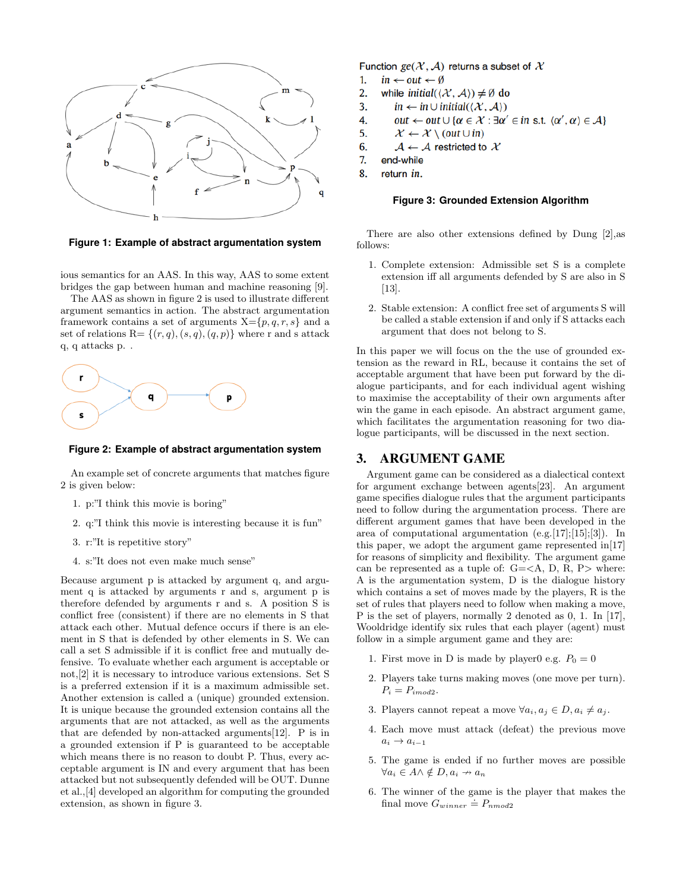Figure 1: Example of abstract argumentation system

ious semantics for an AAS. In this way, AAS to some extent bridges the gap between human and machine reasoning [9].

The AAS as shown in figure 2 is used to illustrate different argument semantics in action. The abstract argumentation framework contains a set of arguments X=$\{p, q, r, s\}$ and a set of relations R= $\{(r, q), (s, q), (q, p)\}$ where r and s attack q, q attacks p. .

Figure 2: Example of abstract argumentation system

An example set of concrete arguments that matches figure 2 is given below:

1. p:"I think this movie is boring"
2. q:"I think this movie is interesting because it is fun"
3. r:"It is repetitive story"
4. s:"It does not even make much sense"

Because argument p is attacked by argument q, and argument q is attacked by arguments r and s, argument p is therefore defended by arguments r and s. A position S is conflict free (consistent) if there are no elements in S that attack each other. Mutual defence occurs if there is an element in S that is defended by other elements in S. We can call a set S admissible if it is conflict free and mutually defensive. To evaluate whether each argument is acceptable or not,[2] it is necessary to introduce various extensions. Set S is a preferred extension if it is a maximum admissible set. Another extension is called a (unique) grounded extension. It is unique because the grounded extension contains all the arguments that are not attacked, as well as the arguments that are defended by non-attacked arguments[12]. P is in a grounded extension if P is guaranteed to be acceptable which means there is no reason to doubt P. Thus, every acceptable argument is IN and every argument that has been attacked but not subsequently defended will be OUT. Dunne et al.,[4] developed an algorithm for computing the grounded extension, as shown in figure 3.

```
Function ge(X, A) returns a subset of X
1.  in ← out ← ∅
2.  while initial(⟨X, A⟩) ≠ ∅ do
3.     in ← in ∪ initial(⟨X, A⟩)
4.     out ← out ∪ {α ∈ X : ∃α' ∈ in s.t. ⟨α', α⟩ ∈ A}
5.     X ← X \ (out ∪ in)
6.     A ← A restricted to X
7.  end-while
8.  return in.
```

Figure 3: Grounded Extension Algorithm

There are also other extensions defined by Dung [2],as follows:

1. Complete extension: Admissible set S is a complete extension iff all arguments defended by S are also in S [13].
2. Stable extension: A conflict free set of arguments S will be called a stable extension if and only if S attacks each argument that does not belong to S.

In this paper we will focus on the the use of grounded extension as the reward in RL, because it contains the set of acceptable argument that have been put forward by the dialogue participants, and for each individual agent wishing to maximise the acceptability of their own arguments after win the game in each episode. An abstract argument game, which facilitates the argumentation reasoning for two dialogue participants, will be discussed in the next section.

## 3. ARGUMENT GAME

Argument game can be considered as a dialectical context for argument exchange between agents[23]. An argument game specifies dialogue rules that the argument participants need to follow during the argumentation process. There are different argument games that have been developed in the area of computational argumentation (e.g.[17];[15];[3]). In this paper, we adopt the argument game represented in[17] for reasons of simplicity and flexibility. The argument game can be represented as a tuple of: G=<A, D, R, P> where: A is the argumentation system, D is the dialogue history which contains a set of moves made by the players, R is the set of rules that players need to follow when making a move, P is the set of players, normally 2 denoted as 0, 1. In [17], Wooldridge identify six rules that each player (agent) must follow in a simple argument game and they are:

1. First move in D is made by player0 e.g. $P_0 = 0$
2. Players take turns making moves (one move per turn). $P_i = P_{imod2}$.
3. Players cannot repeat a move $\forall a_i, a_j \in D, a_i \neq a_j$.
4. Each move must attack (defeat) the previous move $a_i \rightarrow a_{i-1}$
5. The game is ended if no further moves are possible $\forall a_i \in A \wedge \notin D, a_i \nrightarrow a_n$
6. The winner of the game is the player that makes the final move $G_{winner} \doteq P_{nmod2}$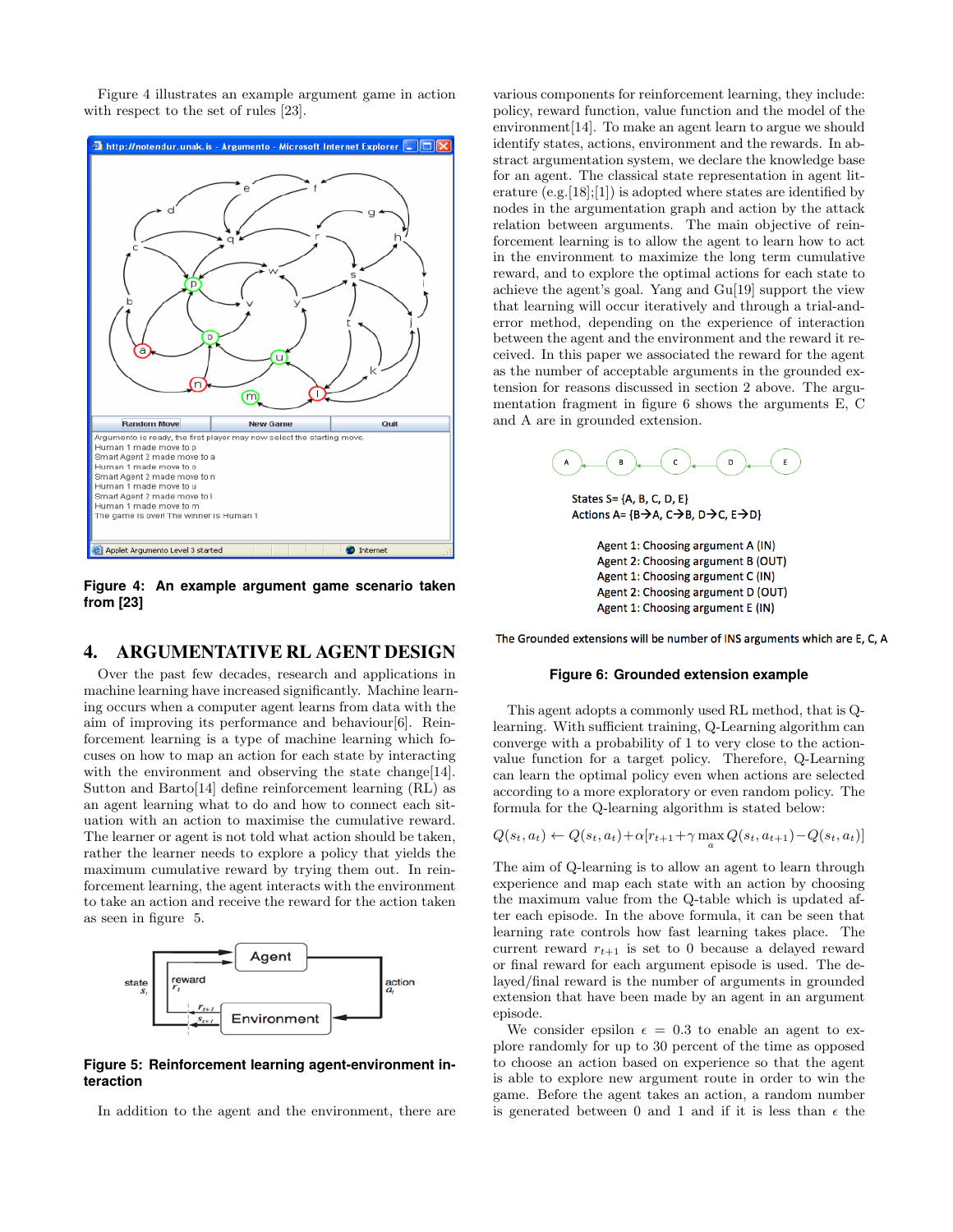Figure 4 illustrates an example argument game in action with respect to the set of rules [23].

**Figure 4: An example argument game scenario taken from [23]**

## 4. ARGUMENTATIVE RL AGENT DESIGN

Over the past few decades, research and applications in machine learning have increased significantly. Machine learning occurs when a computer agent learns from data with the aim of improving its performance and behaviour[6]. Reinforcement learning is a type of machine learning which focuses on how to map an action for each state by interacting with the environment and observing the state change[14]. Sutton and Barto[14] define reinforcement learning (RL) as an agent learning what to do and how to connect each situation with an action to maximise the cumulative reward. The learner or agent is not told what action should be taken, rather the learner needs to explore a policy that yields the maximum cumulative reward by trying them out. In reinforcement learning, the agent interacts with the environment to take an action and receive the reward for the action taken as seen in figure 5.

**Figure 5: Reinforcement learning agent-environment interaction**

In addition to the agent and the environment, there are various components for reinforcement learning, they include: policy, reward function, value function and the model of the environment[14]. To make an agent learn to argue we should identify states, actions, environment and the rewards. In abstract argumentation system, we declare the knowledge base for an agent. The classical state representation in agent literature (e.g.[18];[1]) is adopted where states are identified by nodes in the argumentation graph and action by the attack relation between arguments. The main objective of reinforcement learning is to allow the agent to learn how to act in the environment to maximize the long term cumulative reward, and to explore the optimal actions for each state to achieve the agent's goal. Yang and Gu[19] support the view that learning will occur iteratively and through a trial-and-error method, depending on the experience of interaction between the agent and the environment and the reward it received. In this paper we associated the reward for the agent as the number of acceptable arguments in the grounded extension for reasons discussed in section 2 above. The argumentation fragment in figure 6 shows the arguments E, C and A are in grounded extension.

States S= {A, B, C, D, E}
Actions A= {B→A, C→B, D→C, E→D}

Agent 1: Choosing argument A (IN)
Agent 2: Choosing argument B (OUT)
Agent 1: Choosing argument C (IN)
Agent 2: Choosing argument D (OUT)
Agent 1: Choosing argument E (IN)

The Grounded extensions will be number of INS arguments which are E, C, A

**Figure 6: Grounded extension example**

This agent adopts a commonly used RL method, that is Q-learning. With sufficient training, Q-Learning algorithm can converge with a probability of 1 to very close to the action-value function for a target policy. Therefore, Q-Learning can learn the optimal policy even when actions are selected according to a more exploratory or even random policy. The formula for the Q-learning algorithm is stated below:

$$Q(s_t, a_t) \leftarrow Q(s_t, a_t) + \alpha[r_{t+1} + \gamma \max_a Q(s_t, a_{t+1}) - Q(s_t, a_t)]$$

The aim of Q-learning is to allow an agent to learn through experience and map each state with an action by choosing the maximum value from the Q-table which is updated after each episode. In the above formula, it can be seen that learning rate controls how fast learning takes place. The current reward $r_{t+1}$ is set to 0 because a delayed explicit or final reward for each argument episode is used. The delayed/final reward is the number of arguments in grounded extension that have been made by an agent in an argument episode.

We consider epsilon $\epsilon = 0.3$ to enable an agent to explore randomly for up to 30 percent of the time as opposed to choose an action based on experience so that the agent is able to explore new argument route in order to win the game. Before the agent takes an action, a random number is generated between 0 and 1 and if it is less than $\epsilon$ the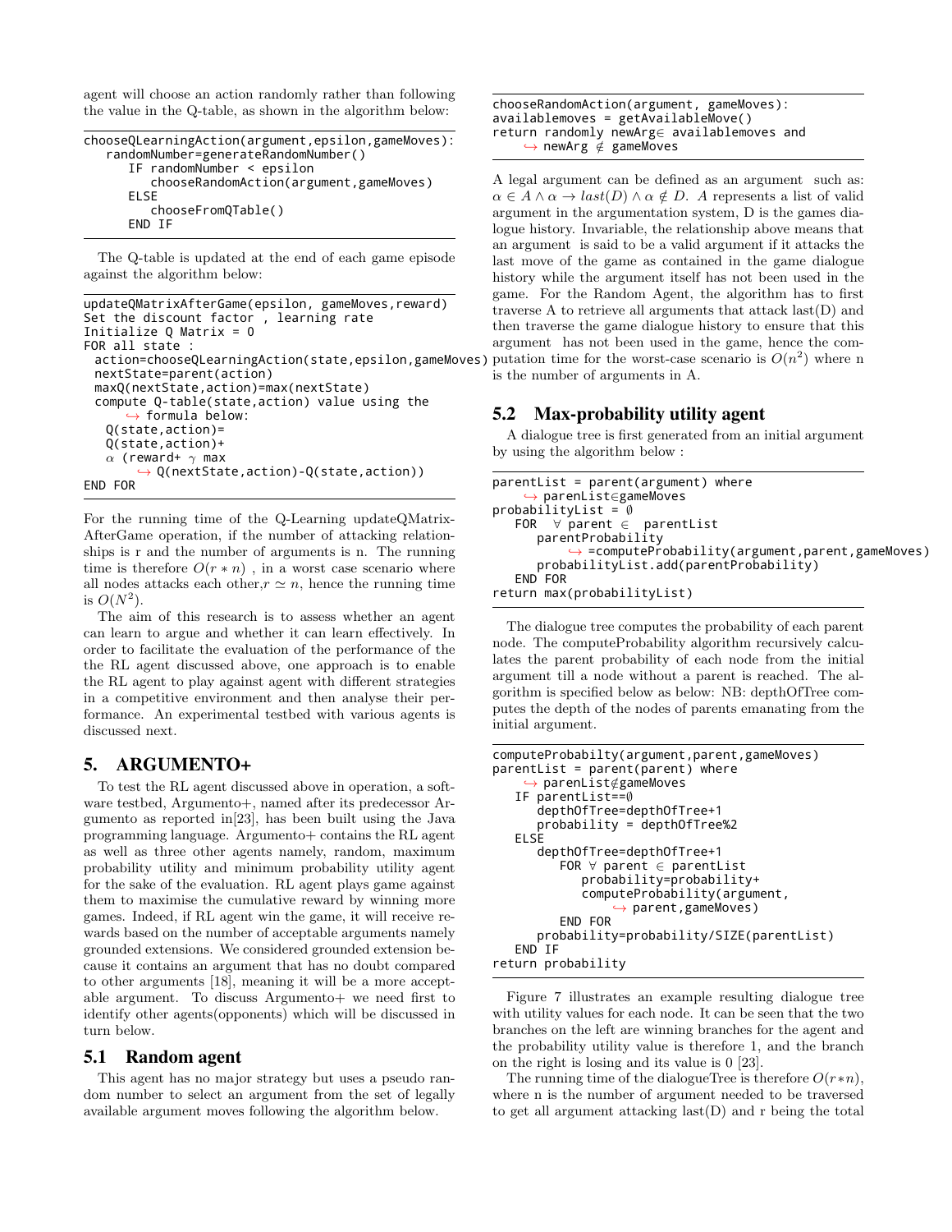agent will choose an action randomly rather than following the value in the Q-table, as shown in the algorithm below:

```
chooseQLearningAction(argument,epsilon,gameMoves):
   randomNumber=generateRandomNumber()
      IF randomNumber < epsilon
         chooseRandomAction(argument,gameMoves)
      ELSE
         chooseFromQTable()
      END IF
```

The Q-table is updated at the end of each game episode against the algorithm below:

```
updateQMatrixAfterGame(epsilon, gameMoves,reward)
Set the discount factor , learning rate
Initialize Q Matrix = 0
FOR all state :
  action=chooseQLearningAction(state,epsilon,gameMoves)
  nextState=parent(action)
  maxQ(nextState,action)=max(nextState)
  compute Q-table(state,action) value using the
      ↪ formula below:
    Q(state,action)=
    Q(state,action)+
    α (reward+ γ max
        ↪ Q(nextState,action)-Q(state,action))
END FOR
```

For the running time of the Q-Learning updateQMatrixAfterGame operation, if the number of attacking relationships is r and the number of arguments is n. The running time is therefore $O(r * n)$ , in a worst case scenario where all nodes attacks each other,$r \simeq n$, hence the running time is $O(N^2)$.

The aim of this research is to assess whether an agent can learn to argue and whether it can learn effectively. In order to facilitate the evaluation of the performance of the the RL agent discussed above, one approach is to enable the RL agent to play against agent with different strategies in a competitive environment and then analyse their performance. An experimental testbed with various agents is discussed next.

# 5. ARGUMENTO+

To test the RL agent discussed above in operation, a software testbed, Argumento+, named after its predecessor Argumento as reported in[23], has been built using the Java programming language. Argumento+ contains the RL agent as well as three other agents namely, random, maximum probability utility and minimum probability utility agent for the sake of the evaluation. RL agent plays game against them to maximise the cumulative reward by winning more games. Indeed, if RL agent win the game, it will receive rewards based on the number of acceptable arguments namely grounded extensions. We considered grounded extension because it contains an argument that has no doubt compared to other arguments [18], meaning it will be a more acceptable argument. To discuss Argumento+ we need first to identify other agents(opponents) which will be discussed in turn below.

## 5.1 Random agent

This agent has no major strategy but uses a pseudo random number to select an argument from the set of legally available argument moves following the algorithm below.

```
chooseRandomAction(argument, gameMoves):
availablemoves = getAvailableMove()
return randomly newArg∈ availablemoves and
     ↪ newArg ∉ gameMoves
```

A legal argument can be defined as an argument such as: $\alpha \in A \wedge \alpha \rightarrow last(D) \wedge \alpha \notin D$. $A$ represents a list of valid argument in the argumentation system, D is the games dialogue history. Invariable, the relationship above means that an argument is said to be a valid argument if it attacks the last move of the game as contained in the game dialogue history while the argument itself has not been used in the game. For the Random Agent, the algorithm has to first traverse A to retrieve all arguments that attack last(D) and then traverse the game dialogue history to ensure that this argument has not been used in the game, hence the computation time for the worst-case scenario is $O(n^2)$ where n is the number of arguments in A.

## 5.2 Max-probability utility agent

A dialogue tree is first generated from an initial argument by using the algorithm below :

```
parentList = parent(argument) where
     ↪ parenList∈gameMoves
probabilityList = ∅
   FOR  ∀ parent ∈  parentList
      parentProbability
          ↪ =computeProbability(argument,parent,gameMoves)
      probabilityList.add(parentProbability)
   END FOR
return max(probabilityList)
```

The dialogue tree computes the probability of each parent node. The computeProbability algorithm recursively calculates the parent probability of each node from the initial argument till a node without a parent is reached. The algorithm is specified below as below: NB: depthOfTree computes the depth of the nodes of parents emanating from the initial argument.

```
computeProbabilty(argument,parent,gameMoves)
parentList = parent(parent) where
     ↪ parenList∉gameMoves
   IF parentList==∅
      depthOfTree=depthOfTree+1
      probability = depthOfTree%2
   ELSE
      depthOfTree=depthOfTree+1
         FOR ∀ parent ∈ parentList
            probability=probability+
            computeProbability(argument,
                ↪ parent,gameMoves)
         END FOR
      probability=probability/SIZE(parentList)
   END IF
return probability
```

Figure 7 illustrates an example resulting dialogue tree with utility values for each node. It can be seen that the two branches on the left are winning branches for the agent and the probability utility value is therefore 1, and the branch on the right is losing and its value is 0 [23].

The running time of the dialogueTree is therefore $O(r*n)$, where n is the number of argument needed to be traversed to get all argument attacking last(D) and r being the total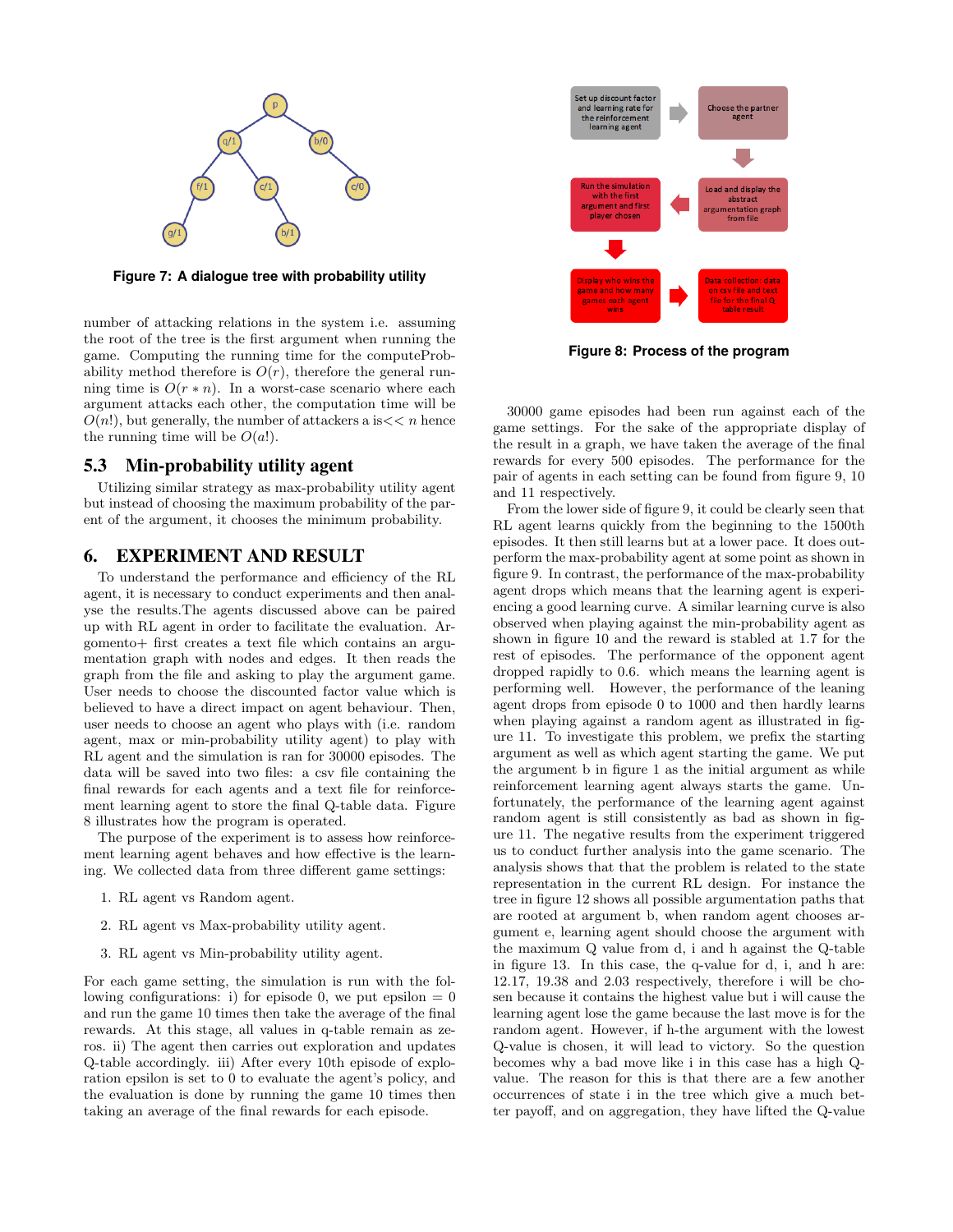Figure 7: A dialogue tree with probability utility

number of attacking relations in the system i.e. assuming the root of the tree is the first argument when running the game. Computing the running time for the computeProbability method therefore is $O(r)$, therefore the general running time is $O(r * n)$. In a worst-case scenario where each argument attacks each other, the computation time will be $O(n!)$, but generally, the number of attackers a is$<< n$ hence the running time will be $O(a!)$.

### 5.3 Min-probability utility agent

Utilizing similar strategy as max-probability utility agent but instead of choosing the maximum probability of the parent of the argument, it chooses the minimum probability.

## 6. EXPERIMENT AND RESULT

To understand the performance and efficiency of the RL agent, it is necessary to conduct experiments and then analyse the results.The agents discussed above can be paired up with RL agent in order to facilitate the evaluation. Argomento+ first creates a text file which contains an argumentation graph with nodes and edges. It then reads the graph from the file and asking to play the argument game. User needs to choose the discounted factor value which is believed to have a direct impact on agent behaviour. Then, user needs to choose an agent who plays with (i.e. random agent, max or min-probability utility agent) to play with RL agent and the simulation is ran for 30000 episodes. The data will be saved into two files: a csv file containing the final rewards for each agents and a text file for reinforcement learning agent to store the final Q-table data. Figure 8 illustrates how the program is operated.

The purpose of the experiment is to assess how reinforcement learning agent behaves and how effective is the learning. We collected data from three different game settings:

1. RL agent vs Random agent.
2. RL agent vs Max-probability utility agent.
3. RL agent vs Min-probability utility agent.

For each game setting, the simulation is run with the following configurations: i) for episode 0, we put epsilon = 0 and run the game 10 times then take the average of the final rewards. At this stage, all values in q-table remain as zeros. ii) The agent then carries out exploration and updates Q-table accordingly. iii) After every 10th episode of exploration epsilon is set to 0 to evaluate the agent's policy, and the evaluation is done by running the game 10 times then taking an average of the final rewards for each episode.

Figure 8: Process of the program

30000 game episodes had been run against each of the game settings. For the sake of the appropriate display of the result in a graph, we have taken the average of the final rewards for every 500 episodes. The performance for the pair of agents in each setting can be found from figure 9, 10 and 11 respectively.

From the lower side of figure 9, it could be clearly seen that RL agent learns quickly from the beginning to the 1500th episodes. It then still learns but at a lower pace. It does outperform the max-probability agent at some point as shown in figure 9. In contrast, the performance of the max-probability agent drops which means that the learning agent is experiencing a good learning curve. A similar learning curve is also observed when playing against the min-probability agent as shown in figure 10 and the reward is stabled at 1.7 for the rest of episodes. The performance of the opponent agent dropped rapidly to 0.6. which means the learning agent is performing well. However, the performance of the leaning agent drops from episode 0 to 1000 and then hardly learns when playing against a random agent as illustrated in figure 11. To investigate this problem, we prefix the starting argument as well as which agent starting the game. We put the argument b in figure 1 as the initial argument as while reinforcement learning agent always starts the game. Unfortunately, the performance of the learning agent against random agent is still consistently as bad as shown in figure 11. The negative results from the experiment triggered us to conduct further analysis into the game scenario. The analysis shows that that the problem is related to the state representation in the current RL design. For instance the tree in figure 12 shows all possible argumentation paths that are rooted at argument b, when random agent chooses argument e, learning agent should choose the argument with the maximum Q value from d, i and h against the Q-table in figure 13. In this case, the q-value for d, i, and h are: 12.17, 19.38 and 2.03 respectively, therefore i will be chosen because it contains the highest value but i will cause the learning agent lose the game because the last move is for the random agent. However, if h-the argument with the lowest Q-value is chosen, it will lead to victory. So the question becomes why a bad move like i in this case has a high Q-value. The reason for this is that there are a few another occurrences of state i in the tree which give a much better payoff, and on aggregation, they have lifted the Q-value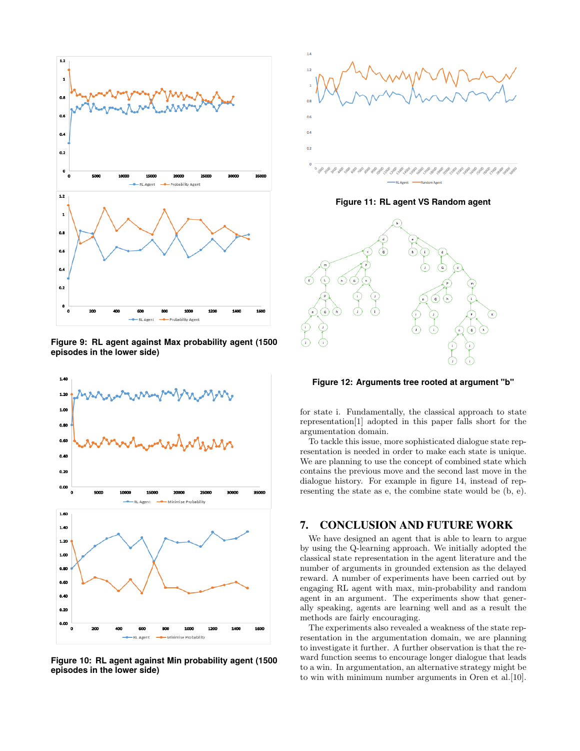Figure 9: RL agent against Max probability agent (1500 episodes in the lower side)

Figure 10: RL agent against Min probability agent (1500 episodes in the lower side)

Figure 11: RL agent VS Random agent

Figure 12: Arguments tree rooted at argument "b"

for state i. Fundamentally, the classical approach to state representation[1] adopted in this paper falls short for the argumentation domain.

To tackle this issue, more sophisticated dialogue state representation is needed in order to make each state is unique. We are planning to use the concept of combined state which contains the previous move and the second last move in the dialogue history. For example in figure 14, instead of representing the state as e, the combine state would be (b, e).

## 7. CONCLUSION AND FUTURE WORK

We have designed an agent that is able to learn to argue by using the Q-learning approach. We initially adopted the classical state representation in the agent literature and the number of arguments in grounded extension as the delayed reward. A number of experiments have been carried out by engaging RL agent with max, min-probability and random agent in an argument. The experiments show that generally speaking, agents are learning well and as a result the methods are fairly encouraging.

The experiments also revealed a weakness of the state representation in the argumentation domain, we are planning to investigate it further. A further observation is that the reward function seems to encourage longer dialogue that leads to a win. In argumentation, an alternative strategy might be to win with minimum number arguments in Oren et al.[10].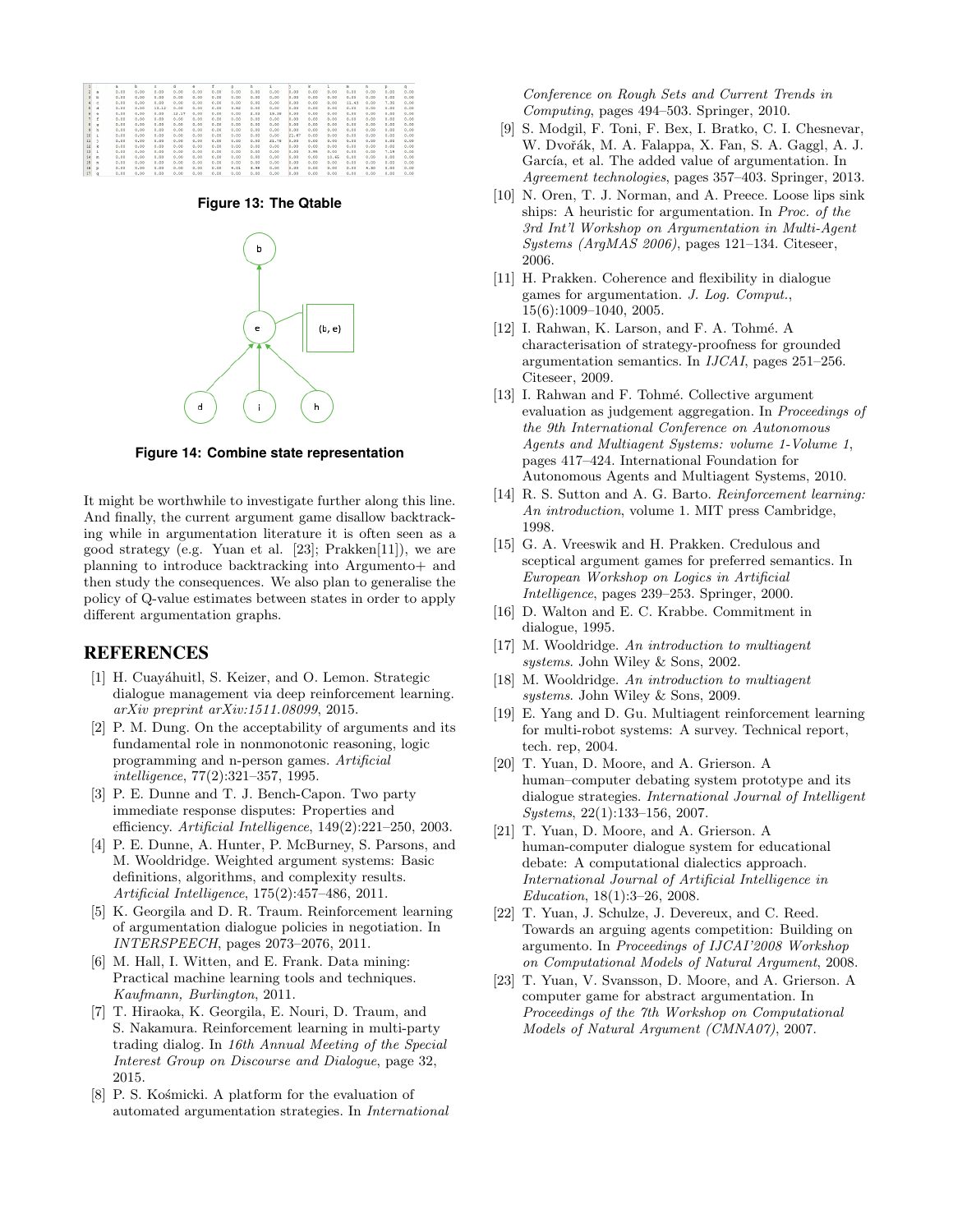Figure 13: The Qtable

Figure 14: Combine state representation

It might be worthwhile to investigate further along this line. And finally, the current argument game disallow backtracking while in argumentation literature it is often seen as a good strategy (e.g. Yuan et al. [23]; Prakken[11]), we are planning to introduce backtracking into Argumento+ and then study the consequences. We also plan to generalise the policy of Q-value estimates between states in order to apply different argumentation graphs.

## REFERENCES

[1] H. Cuayáhuitl, S. Keizer, and O. Lemon. Strategic dialogue management via deep reinforcement learning. *arXiv preprint arXiv:1511.08099*, 2015.

[2] P. M. Dung. On the acceptability of arguments and its fundamental role in nonmonotonic reasoning, logic programming and n-person games. *Artificial intelligence*, 77(2):321–357, 1995.

[3] P. E. Dunne and T. J. Bench-Capon. Two party immediate response disputes: Properties and efficiency. *Artificial Intelligence*, 149(2):221–250, 2003.

[4] P. E. Dunne, A. Hunter, P. McBurney, S. Parsons, and M. Wooldridge. Weighted argument systems: Basic definitions, algorithms, and complexity results. *Artificial Intelligence*, 175(2):457–486, 2011.

[5] K. Georgila and D. R. Traum. Reinforcement learning of argumentation dialogue policies in negotiation. In *INTERSPEECH*, pages 2073–2076, 2011.

[6] M. Hall, I. Witten, and E. Frank. Data mining: Practical machine learning tools and techniques. *Kaufmann, Burlington*, 2011.

[7] T. Hiraoka, K. Georgila, E. Nouri, D. Traum, and S. Nakamura. Reinforcement learning in multi-party trading dialog. In *16th Annual Meeting of the Special Interest Group on Discourse and Dialogue*, page 32, 2015.

[8] P. S. Kośmicki. A platform for the evaluation of automated argumentation strategies. In *International Conference on Rough Sets and Current Trends in Computing*, pages 494–503. Springer, 2010.

[9] S. Modgil, F. Toni, F. Bex, I. Bratko, C. I. Chesnevar, W. Dvořák, M. A. Falappa, X. Fan, S. A. Gaggl, A. J. García, et al. The added value of argumentation. In *Agreement technologies*, pages 357–403. Springer, 2013.

[10] N. Oren, T. J. Norman, and A. Preece. Loose lips sink ships: A heuristic for argumentation. In *Proc. of the 3rd Int'l Workshop on Argumentation in Multi-Agent Systems (ArgMAS 2006)*, pages 121–134. Citeseer, 2006.

[11] H. Prakken. Coherence and flexibility in dialogue games for argumentation. *J. Log. Comput.*, 15(6):1009–1040, 2005.

[12] I. Rahwan, K. Larson, and F. A. Tohmé. A characterisation of strategy-proofness for grounded argumentation semantics. In *IJCAI*, pages 251–256. Citeseer, 2009.

[13] I. Rahwan and F. Tohmé. Collective argument evaluation as judgement aggregation. In *Proceedings of the 9th International Conference on Autonomous Agents and Multiagent Systems: volume 1-Volume 1*, pages 417–424. International Foundation for Autonomous Agents and Multiagent Systems, 2010.

[14] R. S. Sutton and A. G. Barto. *Reinforcement learning: An introduction*, volume 1. MIT press Cambridge, 1998.

[15] G. A. Vreeswik and H. Prakken. Credulous and sceptical argument games for preferred semantics. In *European Workshop on Logics in Artificial Intelligence*, pages 239–253. Springer, 2000.

[16] D. Walton and E. C. Krabbe. Commitment in dialogue, 1995.

[17] M. Wooldridge. *An introduction to multiagent systems*. John Wiley & Sons, 2002.

[18] M. Wooldridge. *An introduction to multiagent systems*. John Wiley & Sons, 2009.

[19] E. Yang and D. Gu. Multiagent reinforcement learning for multi-robot systems: A survey. Technical report, tech. rep, 2004.

[20] T. Yuan, D. Moore, and A. Grierson. A human–computer debating system prototype and its dialogue strategies. *International Journal of Intelligent Systems*, 22(1):133–156, 2007.

[21] T. Yuan, D. Moore, and A. Grierson. A human-computer dialogue system for educational debate: A computational dialectics approach. *International Journal of Artificial Intelligence in Education*, 18(1):3–26, 2008.

[22] T. Yuan, J. Schulze, J. Devereux, and C. Reed. Towards an arguing agents competition: Building on argumento. In *Proceedings of IJCAI'2008 Workshop on Computational Models of Natural Argument*, 2008.

[23] T. Yuan, V. Svansson, D. Moore, and A. Grierson. A computer game for abstract argumentation. In *Proceedings of the 7th Workshop on Computational Models of Natural Argument (CMNA07)*, 2007.